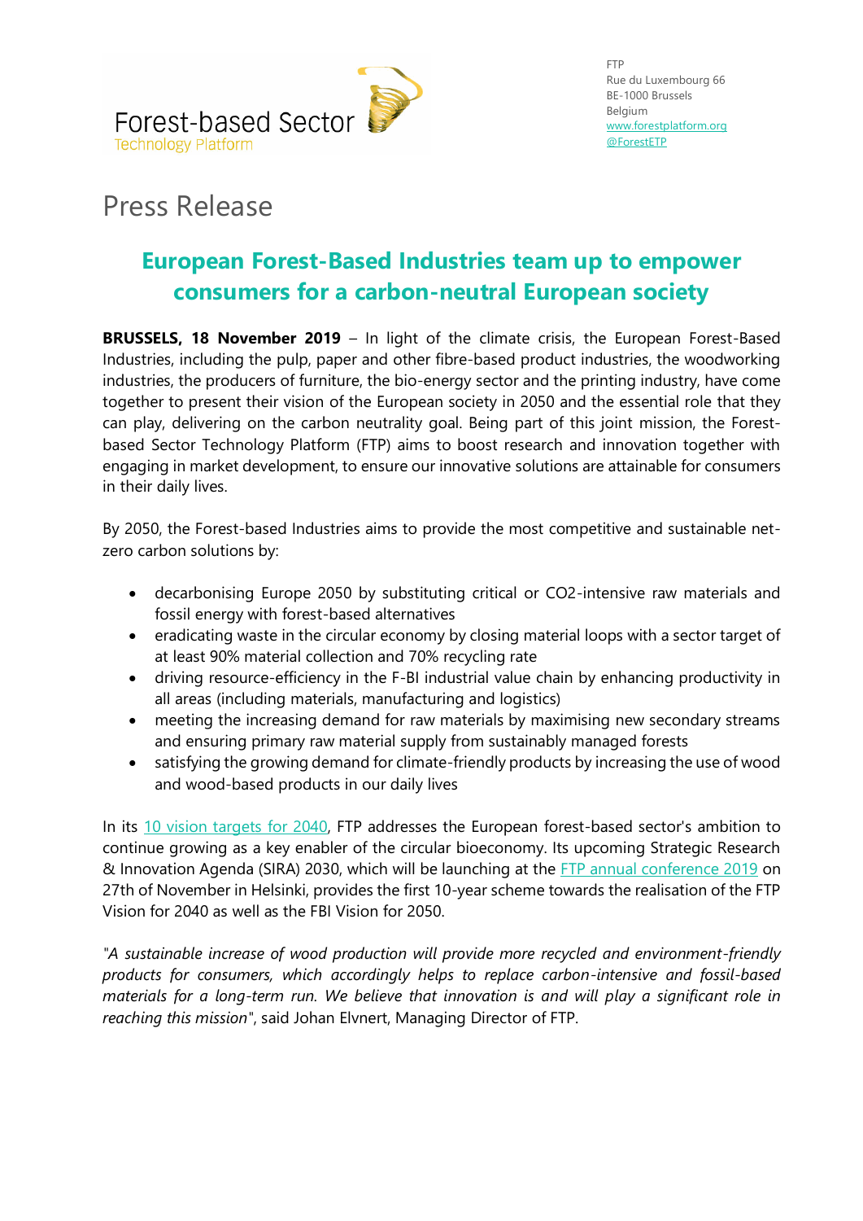Forest-based Sector
Technology Platform

FTP
Rue du Luxembourg 66
BE-1000 Brussels
Belgium
[www.forestplatform.org](www.forestplatform.org)
[@ForestETP](@ForestETP)

# Press Release

## European Forest-Based Industries team up to empower consumers for a carbon-neutral European society

**BRUSSELS, 18 November 2019** – In light of the climate crisis, the European Forest-Based Industries, including the pulp, paper and other fibre-based product industries, the woodworking industries, the producers of furniture, the bio-energy sector and the printing industry, have come together to present their vision of the European society in 2050 and the essential role that they can play, delivering on the carbon neutrality goal. Being part of this joint mission, the Forest-based Sector Technology Platform (FTP) aims to boost research and innovation together with engaging in market development, to ensure our innovative solutions are attainable for consumers in their daily lives.

By 2050, the Forest-based Industries aims to provide the most competitive and sustainable net-zero carbon solutions by:

- decarbonising Europe 2050 by substituting critical or CO2-intensive raw materials and fossil energy with forest-based alternatives
- eradicating waste in the circular economy by closing material loops with a sector target of at least 90% material collection and 70% recycling rate
- driving resource-efficiency in the F-BI industrial value chain by enhancing productivity in all areas (including materials, manufacturing and logistics)
- meeting the increasing demand for raw materials by maximising new secondary streams and ensuring primary raw material supply from sustainably managed forests
- satisfying the growing demand for climate-friendly products by increasing the use of wood and wood-based products in our daily lives

In its 10 vision targets for 2040, FTP addresses the European forest-based sector's ambition to continue growing as a key enabler of the circular bioeconomy. Its upcoming Strategic Research & Innovation Agenda (SIRA) 2030, which will be launching at the FTP annual conference 2019 on 27th of November in Helsinki, provides the first 10-year scheme towards the realisation of the FTP Vision for 2040 as well as the FBI Vision for 2050.

*"A sustainable increase of wood production will provide more recycled and environment-friendly products for consumers, which accordingly helps to replace carbon-intensive and fossil-based materials for a long-term run. We believe that innovation is and will play a significant role in reaching this mission"*, said Johan Elvnert, Managing Director of FTP.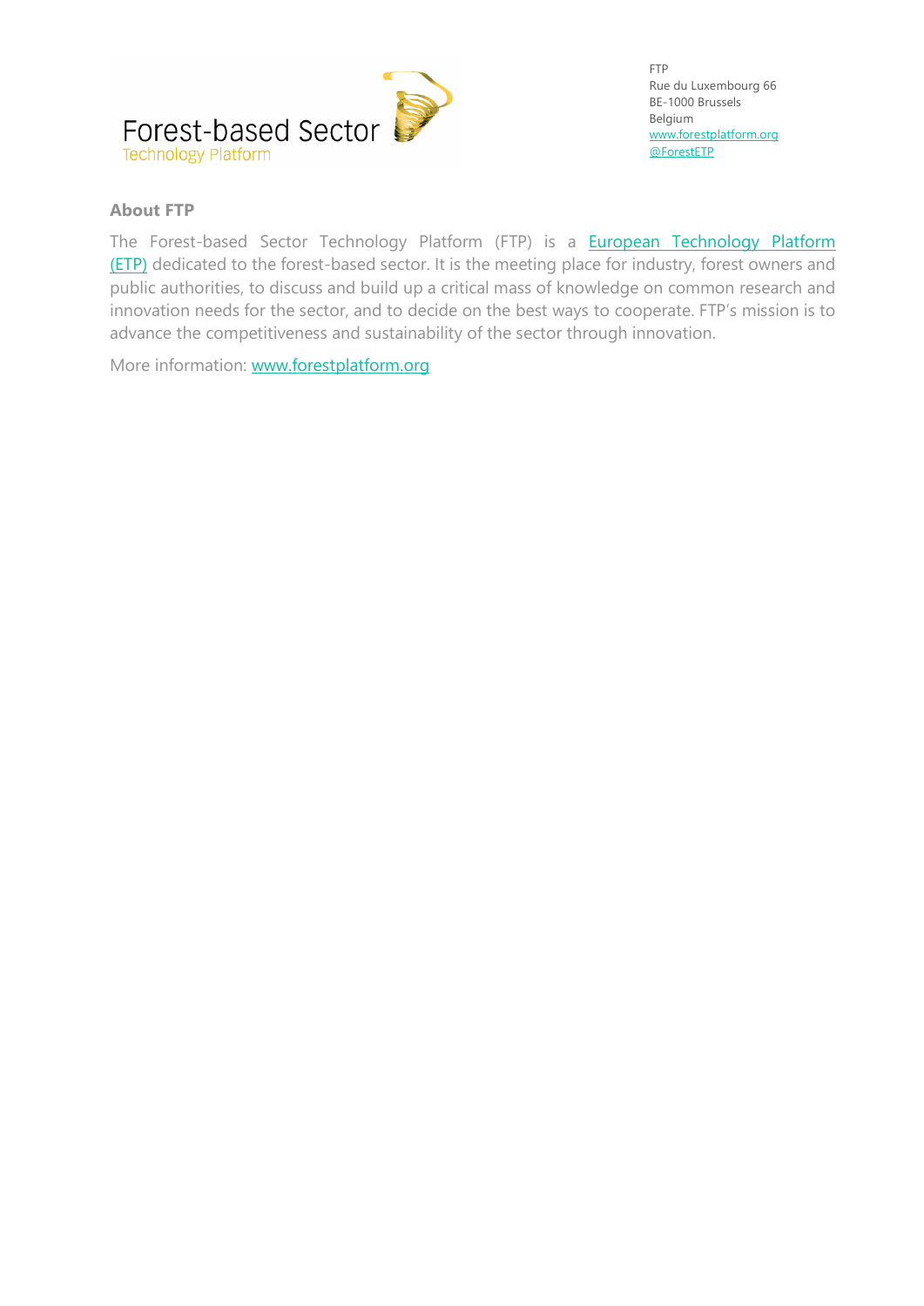Forest-based Sector
Technology Platform

FTP
Rue du Luxembourg 66
BE-1000 Brussels
Belgium
[www.forestplatform.org](www.forestplatform.org)
@ForestETP

**About FTP**

The Forest-based Sector Technology Platform (FTP) is a European Technology Platform (ETP) dedicated to the forest-based sector. It is the meeting place for industry, forest owners and public authorities, to discuss and build up a critical mass of knowledge on common research and innovation needs for the sector, and to decide on the best ways to cooperate. FTP's mission is to advance the competitiveness and sustainability of the sector through innovation.

More information: www.forestplatform.org